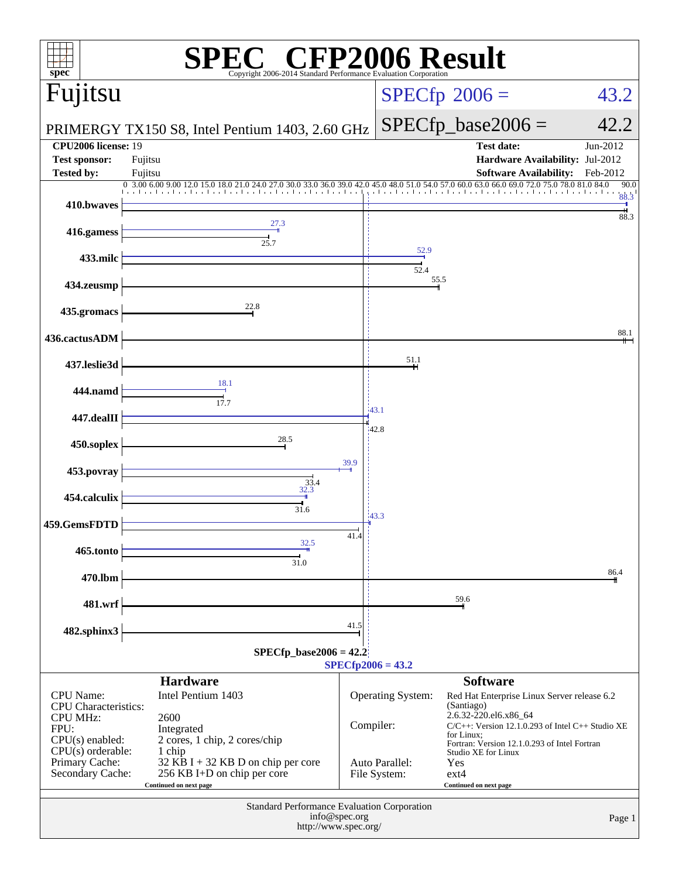# SPEC® CFP2006 Result

Copyright 2006-2014 Standard Performance Evaluation Corporation

## Fujitsu

PRIMERGY TX150 S8, Intel Pentium 1403, 2.60 GHz

SPECfp 2006 = 43.2

SPECfp_base2006 = 42.2

| | | | |
|---|---|---|---|
| **CPU2006 license:** 19 | | **Test date:** | Jun-2012 |
| **Test sponsor:** | Fujitsu | **Hardware Availability:** | Jul-2012 |
| **Tested by:** | Fujitsu | **Software Availability:** | Feb-2012 |

| Benchmark | Peak | Base |
|---|---|---|
| 410.bwaves | 88.3 | 88.3 |
| 416.gamess | 27.3 | 25.7 |
| 433.milc | 52.9 | 52.4 |
| 434.zeusmp | | 55.5 |
| 435.gromacs | | 22.8 |
| 436.cactusADM | | 88.1 |
| 437.leslie3d | | 51.1 |
| 444.namd | 18.1 | 17.7 |
| 447.dealII | 43.1 | 42.8 |
| 450.soplex | | 28.5 |
| 453.povray | 39.9 | 33.4 |
| 454.calculix | 32.3 | 31.6 |
| 459.GemsFDTD | 43.3 | 41.4 |
| 465.tonto | 32.5 | 31.0 |
| 470.lbm | | 86.4 |
| 481.wrf | | 59.6 |
| 482.sphinx3 | | 41.5 |

SPECfp_base2006 = 42.2

SPECfp2006 = 43.2

### Hardware

| | |
|---|---|
| CPU Name: | Intel Pentium 1403 |
| CPU Characteristics: | |
| CPU MHz: | 2600 |
| FPU: | Integrated |
| CPU(s) enabled: | 2 cores, 1 chip, 2 cores/chip |
| CPU(s) orderable: | 1 chip |
| Primary Cache: | 32 KB I + 32 KB D on chip per core |
| Secondary Cache: | 256 KB I+D on chip per core |

Continued on next page

### Software

| | |
|---|---|
| Operating System: | Red Hat Enterprise Linux Server release 6.2 (Santiago) 2.6.32-220.el6.x86_64 |
| Compiler: | C/C++: Version 12.1.0.293 of Intel C++ Studio XE for Linux; Fortran: Version 12.1.0.293 of Intel Fortran Studio XE for Linux |
| Auto Parallel: | Yes |
| File System: | ext4 |

Continued on next page

Standard Performance Evaluation Corporation
info@spec.org
http://www.spec.org/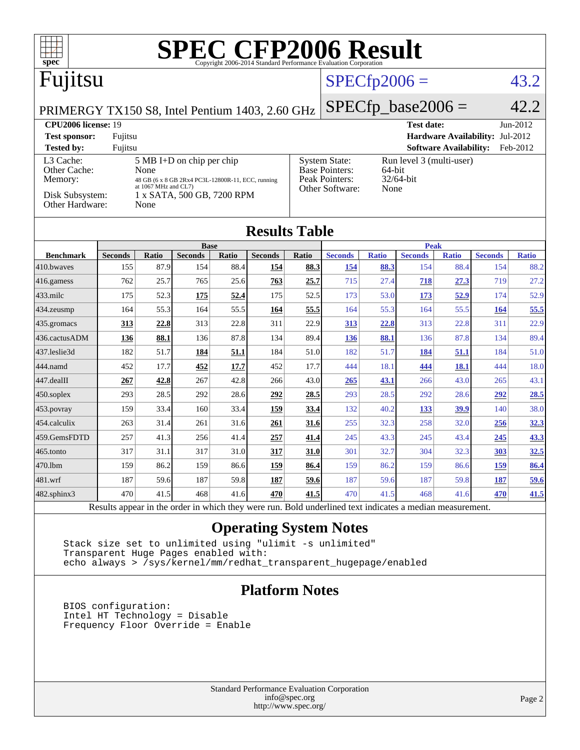# SPEC CFP2006 Result

Copyright 2006-2014 Standard Performance Evaluation Corporation

## Fujitsu

PRIMERGY TX150 S8, Intel Pentium 1403, 2.60 GHz

SPECfp2006 = 43.2

SPECfp_base2006 = 42.2

**CPU2006 license:** 19
**Test sponsor:** Fujitsu
**Tested by:** Fujitsu

**Test date:** Jun-2012
**Hardware Availability:** Jul-2012
**Software Availability:** Feb-2012

| | |
|---|---|
| L3 Cache: | 5 MB I+D on chip per chip |
| Other Cache: | None |
| Memory: | 48 GB (6 x 8 GB 2Rx4 PC3L-12800R-11, ECC, running at 1067 MHz and CL7) |
| Disk Subsystem: | 1 x SATA, 500 GB, 7200 RPM |
| Other Hardware: | None |

| | |
|---|---|
| System State: | Run level 3 (multi-user) |
| Base Pointers: | 64-bit |
| Peak Pointers: | 32/64-bit |
| Other Software: | None |

## Results Table

| Benchmark | Base | | | | | | Peak | | | | | |
|---|---|---|---|---|---|---|---|---|---|---|---|---|
| | Seconds | Ratio | Seconds | Ratio | Seconds | Ratio | Seconds | Ratio | Seconds | Ratio | Seconds | Ratio |
| 410.bwaves | 155 | 87.9 | 154 | 88.4 | **154** | **88.3** | **154** | **88.3** | 154 | 88.4 | 154 | 88.2 |
| 416.gamess | 762 | 25.7 | 765 | 25.6 | **763** | **25.7** | 715 | 27.4 | **718** | **27.3** | 719 | 27.2 |
| 433.milc | 175 | 52.3 | **175** | **52.4** | 175 | 52.5 | 173 | 53.0 | **173** | **52.9** | 174 | 52.9 |
| 434.zeusmp | 164 | 55.3 | 164 | 55.5 | **164** | **55.5** | 164 | 55.3 | 164 | 55.5 | **164** | **55.5** |
| 435.gromacs | **313** | **22.8** | 313 | 22.8 | 311 | 22.9 | **313** | **22.8** | 313 | 22.8 | 311 | 22.9 |
| 436.cactusADM | **136** | **88.1** | 136 | 87.8 | 134 | 89.4 | **136** | **88.1** | 136 | 87.8 | 134 | 89.4 |
| 437.leslie3d | 182 | 51.7 | **184** | **51.1** | 184 | 51.0 | 182 | 51.7 | **184** | **51.1** | 184 | 51.0 |
| 444.namd | 452 | 17.7 | **452** | **17.7** | 452 | 17.7 | 444 | 18.1 | **444** | **18.1** | 444 | 18.0 |
| 447.dealII | **267** | **42.8** | 267 | 42.8 | 266 | 43.0 | **265** | **43.1** | 266 | 43.0 | 265 | 43.1 |
| 450.soplex | 293 | 28.5 | 292 | 28.6 | **292** | **28.5** | 293 | 28.5 | 292 | 28.6 | **292** | **28.5** |
| 453.povray | 159 | 33.4 | 160 | 33.4 | **159** | **33.4** | 132 | 40.2 | **133** | **39.9** | 140 | 38.0 |
| 454.calculix | 263 | 31.4 | 261 | 31.6 | **261** | **31.6** | 255 | 32.3 | 258 | 32.0 | **256** | **32.3** |
| 459.GemsFDTD | 257 | 41.3 | 256 | 41.4 | **257** | **41.4** | 245 | 43.3 | 245 | 43.4 | **245** | **43.3** |
| 465.tonto | 317 | 31.1 | 317 | 31.0 | **317** | **31.0** | 301 | 32.7 | 304 | 32.3 | **303** | **32.5** |
| 470.lbm | 159 | 86.2 | 159 | 86.6 | **159** | **86.4** | 159 | 86.2 | 159 | 86.6 | **159** | **86.4** |
| 481.wrf | 187 | 59.6 | 187 | 59.8 | **187** | **59.6** | 187 | 59.6 | 187 | 59.8 | **187** | **59.6** |
| 482.sphinx3 | 470 | 41.5 | 468 | 41.6 | **470** | **41.5** | 470 | 41.5 | 468 | 41.6 | **470** | **41.5** |

Results appear in the order in which they were run. Bold underlined text indicates a median measurement.

## Operating System Notes

```
Stack size set to unlimited using "ulimit -s unlimited"
Transparent Huge Pages enabled with:
echo always > /sys/kernel/mm/redhat_transparent_hugepage/enabled
```

## Platform Notes

```
BIOS configuration:
Intel HT Technology = Disable
Frequency Floor Override = Enable
```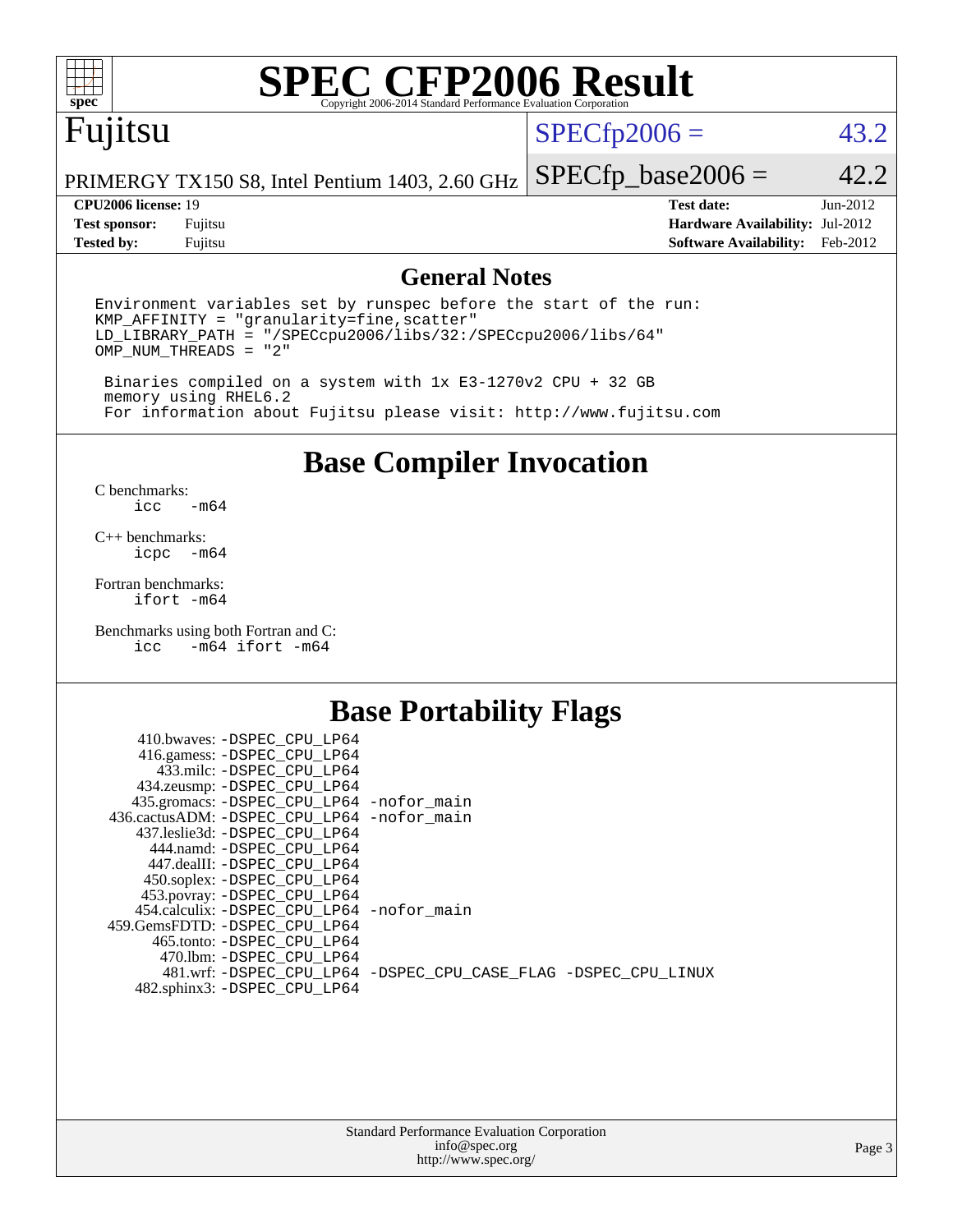# SPEC CFP2006 Result

Copyright 2006-2014 Standard Performance Evaluation Corporation

## Fujitsu

PRIMERGY TX150 S8, Intel Pentium 1403, 2.60 GHz

SPECfp2006 = 43.2

SPECfp_base2006 = 42.2

| | | | |
|---|---|---|---|
| **CPU2006 license:** | 19 | **Test date:** | Jun-2012 |
| **Test sponsor:** | Fujitsu | **Hardware Availability:** | Jul-2012 |
| **Tested by:** | Fujitsu | **Software Availability:** | Feb-2012 |

## General Notes

```
Environment variables set by runspec before the start of the run:
KMP_AFFINITY = "granularity=fine,scatter"
LD_LIBRARY_PATH = "/SPECcpu2006/libs/32:/SPECcpu2006/libs/64"
OMP_NUM_THREADS = "2"

 Binaries compiled on a system with 1x E3-1270v2 CPU + 32 GB
 memory using RHEL6.2
 For information about Fujitsu please visit: http://www.fujitsu.com
```

## Base Compiler Invocation

C benchmarks:
```
icc   -m64
```

C++ benchmarks:
```
icpc  -m64
```

Fortran benchmarks:
```
ifort -m64
```

Benchmarks using both Fortran and C:
```
icc   -m64 ifort -m64
```

## Base Portability Flags

```
   410.bwaves: -DSPEC_CPU_LP64
   416.gamess: -DSPEC_CPU_LP64
     433.milc: -DSPEC_CPU_LP64
   434.zeusmp: -DSPEC_CPU_LP64
  435.gromacs: -DSPEC_CPU_LP64 -nofor_main
436.cactusADM: -DSPEC_CPU_LP64 -nofor_main
  437.leslie3d: -DSPEC_CPU_LP64
     444.namd: -DSPEC_CPU_LP64
   447.dealII: -DSPEC_CPU_LP64
   450.soplex: -DSPEC_CPU_LP64
   453.povray: -DSPEC_CPU_LP64
 454.calculix: -DSPEC_CPU_LP64 -nofor_main
459.GemsFDTD: -DSPEC_CPU_LP64
    465.tonto: -DSPEC_CPU_LP64
      470.lbm: -DSPEC_CPU_LP64
      481.wrf: -DSPEC_CPU_LP64 -DSPEC_CPU_CASE_FLAG -DSPEC_CPU_LINUX
  482.sphinx3: -DSPEC_CPU_LP64
```

Standard Performance Evaluation Corporation
info@spec.org
http://www.spec.org/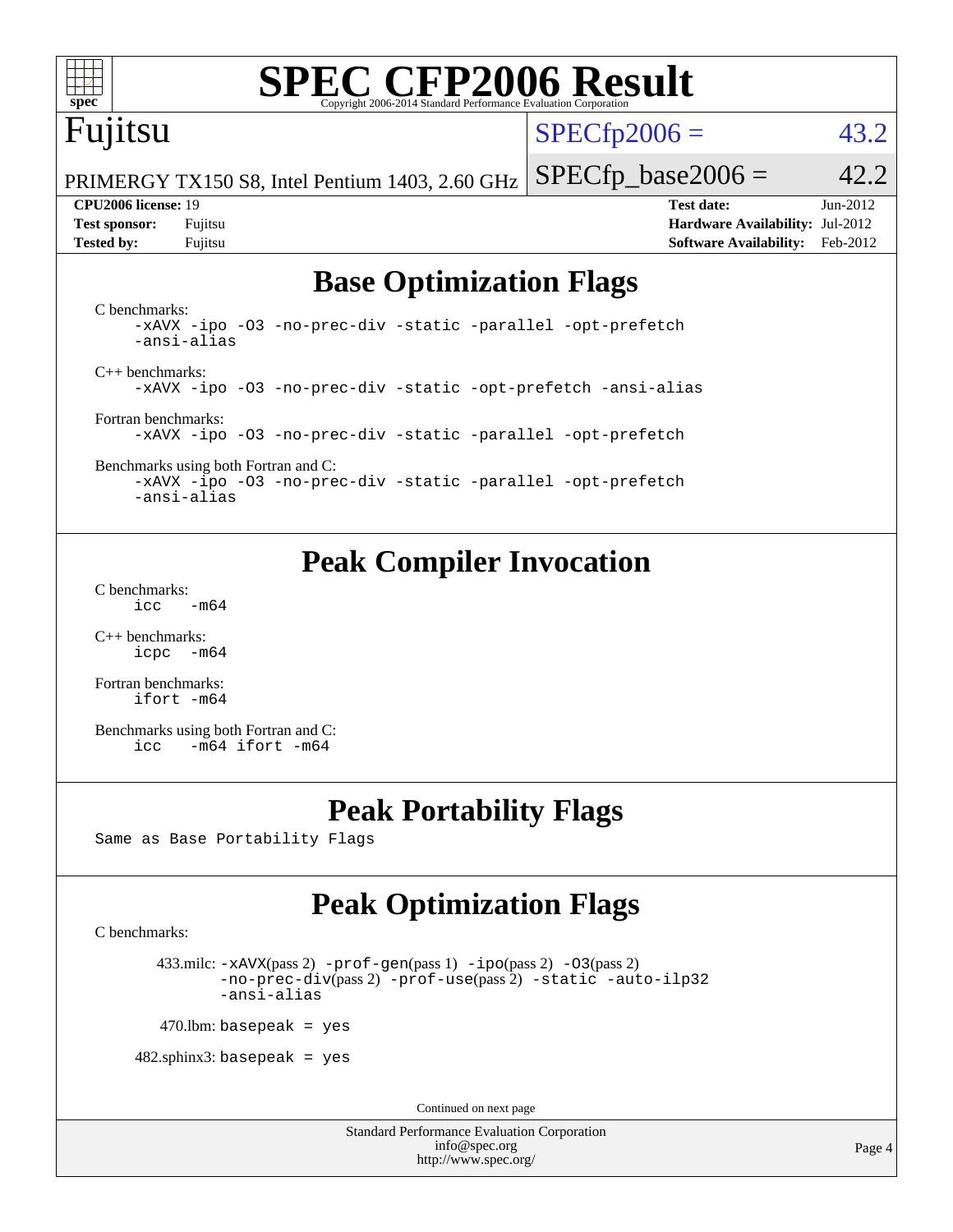# SPEC CFP2006 Result

Copyright 2006-2014 Standard Performance Evaluation Corporation

**Fujitsu**

PRIMERGY TX150 S8, Intel Pentium 1403, 2.60 GHz

SPECfp2006 = 43.2

SPECfp_base2006 = 42.2

| | | | |
|---|---|---|---|
| **CPU2006 license:** 19 | | **Test date:** | Jun-2012 |
| **Test sponsor:** | Fujitsu | **Hardware Availability:** | Jul-2012 |
| **Tested by:** | Fujitsu | **Software Availability:** | Feb-2012 |

## Base Optimization Flags

C benchmarks:

```
-xAVX -ipo -O3 -no-prec-div -static -parallel -opt-prefetch
-ansi-alias
```

C++ benchmarks:

```
-xAVX -ipo -O3 -no-prec-div -static -opt-prefetch -ansi-alias
```

Fortran benchmarks:

```
-xAVX -ipo -O3 -no-prec-div -static -parallel -opt-prefetch
```

Benchmarks using both Fortran and C:

```
-xAVX -ipo -O3 -no-prec-div -static -parallel -opt-prefetch
-ansi-alias
```

## Peak Compiler Invocation

C benchmarks:

```
icc   -m64
```

C++ benchmarks:

```
icpc  -m64
```

Fortran benchmarks:

```
ifort -m64
```

Benchmarks using both Fortran and C:

```
icc   -m64 ifort -m64
```

## Peak Portability Flags

Same as Base Portability Flags

## Peak Optimization Flags

C benchmarks:

433.milc: -xAVX(pass 2) -prof-gen(pass 1) -ipo(pass 2) -O3(pass 2) -no-prec-div(pass 2) -prof-use(pass 2) -static -auto-ilp32 -ansi-alias

470.lbm: basepeak = yes

482.sphinx3: basepeak = yes

Continued on next page

Standard Performance Evaluation Corporation
info@spec.org
http://www.spec.org/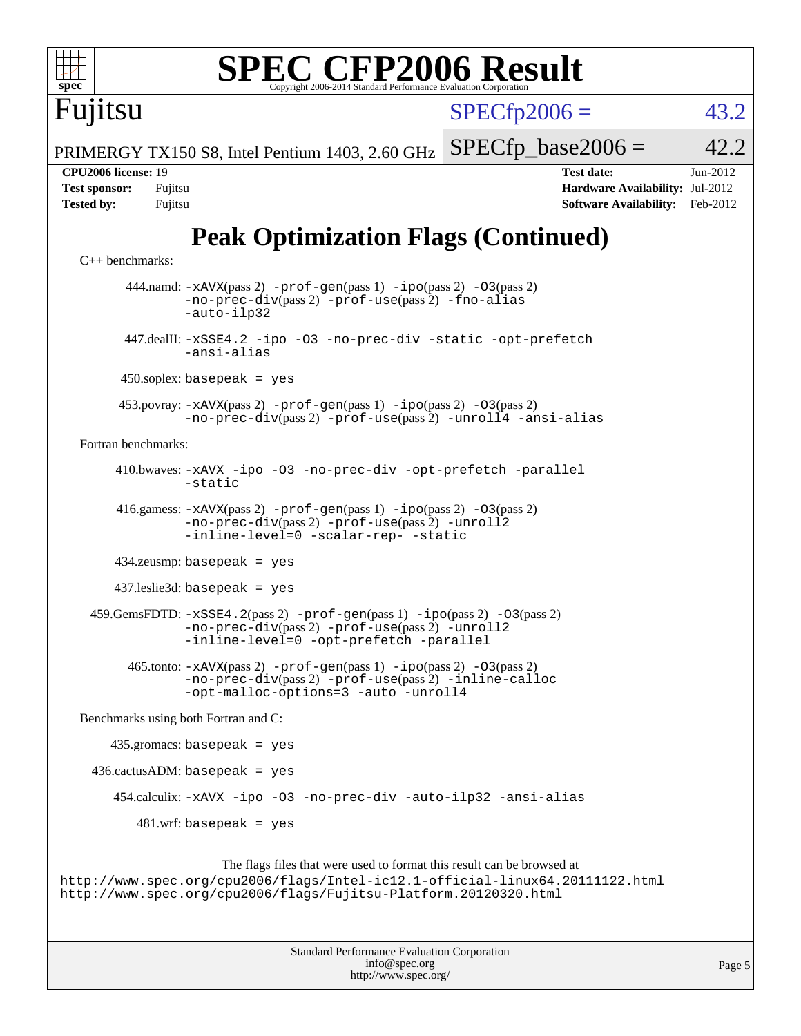# SPEC CFP2006 Result

Copyright 2006-2014 Standard Performance Evaluation Corporation

**Fujitsu**

PRIMERGY TX150 S8, Intel Pentium 1403, 2.60 GHz

SPECfp2006 = 43.2

SPECfp_base2006 = 42.2

| | | | |
|---|---|---|---|
| **CPU2006 license:** | 19 | **Test date:** | Jun-2012 |
| **Test sponsor:** | Fujitsu | **Hardware Availability:** | Jul-2012 |
| **Tested by:** | Fujitsu | **Software Availability:** | Feb-2012 |

## Peak Optimization Flags (Continued)

C++ benchmarks:

444.namd: `-xAVX`(pass 2) `-prof-gen`(pass 1) `-ipo`(pass 2) `-O3`(pass 2) `-no-prec-div`(pass 2) `-prof-use`(pass 2) `-fno-alias` `-auto-ilp32`

447.dealII: `-xSSE4.2 -ipo -O3 -no-prec-div -static -opt-prefetch -ansi-alias`

450.soplex: `basepeak = yes`

453.povray: `-xAVX`(pass 2) `-prof-gen`(pass 1) `-ipo`(pass 2) `-O3`(pass 2) `-no-prec-div`(pass 2) `-prof-use`(pass 2) `-unroll4 -ansi-alias`

Fortran benchmarks:

410.bwaves: `-xAVX -ipo -O3 -no-prec-div -opt-prefetch -parallel -static`

416.gamess: `-xAVX`(pass 2) `-prof-gen`(pass 1) `-ipo`(pass 2) `-O3`(pass 2) `-no-prec-div`(pass 2) `-prof-use`(pass 2) `-unroll2 -inline-level=0 -scalar-rep- -static`

434.zeusmp: `basepeak = yes`

437.leslie3d: `basepeak = yes`

459.GemsFDTD: `-xSSE4.2`(pass 2) `-prof-gen`(pass 1) `-ipo`(pass 2) `-O3`(pass 2) `-no-prec-div`(pass 2) `-prof-use`(pass 2) `-unroll2 -inline-level=0 -opt-prefetch -parallel`

465.tonto: `-xAVX`(pass 2) `-prof-gen`(pass 1) `-ipo`(pass 2) `-O3`(pass 2) `-no-prec-div`(pass 2) `-prof-use`(pass 2) `-inline-calloc -opt-malloc-options=3 -auto -unroll4`

Benchmarks using both Fortran and C:

435.gromacs: `basepeak = yes`

436.cactusADM: `basepeak = yes`

454.calculix: `-xAVX -ipo -O3 -no-prec-div -auto-ilp32 -ansi-alias`

481.wrf: `basepeak = yes`

The flags files that were used to format this result can be browsed at
http://www.spec.org/cpu2006/flags/Intel-ic12.1-official-linux64.20111122.html
http://www.spec.org/cpu2006/flags/Fujitsu-Platform.20120320.html

Standard Performance Evaluation Corporation
info@spec.org
http://www.spec.org/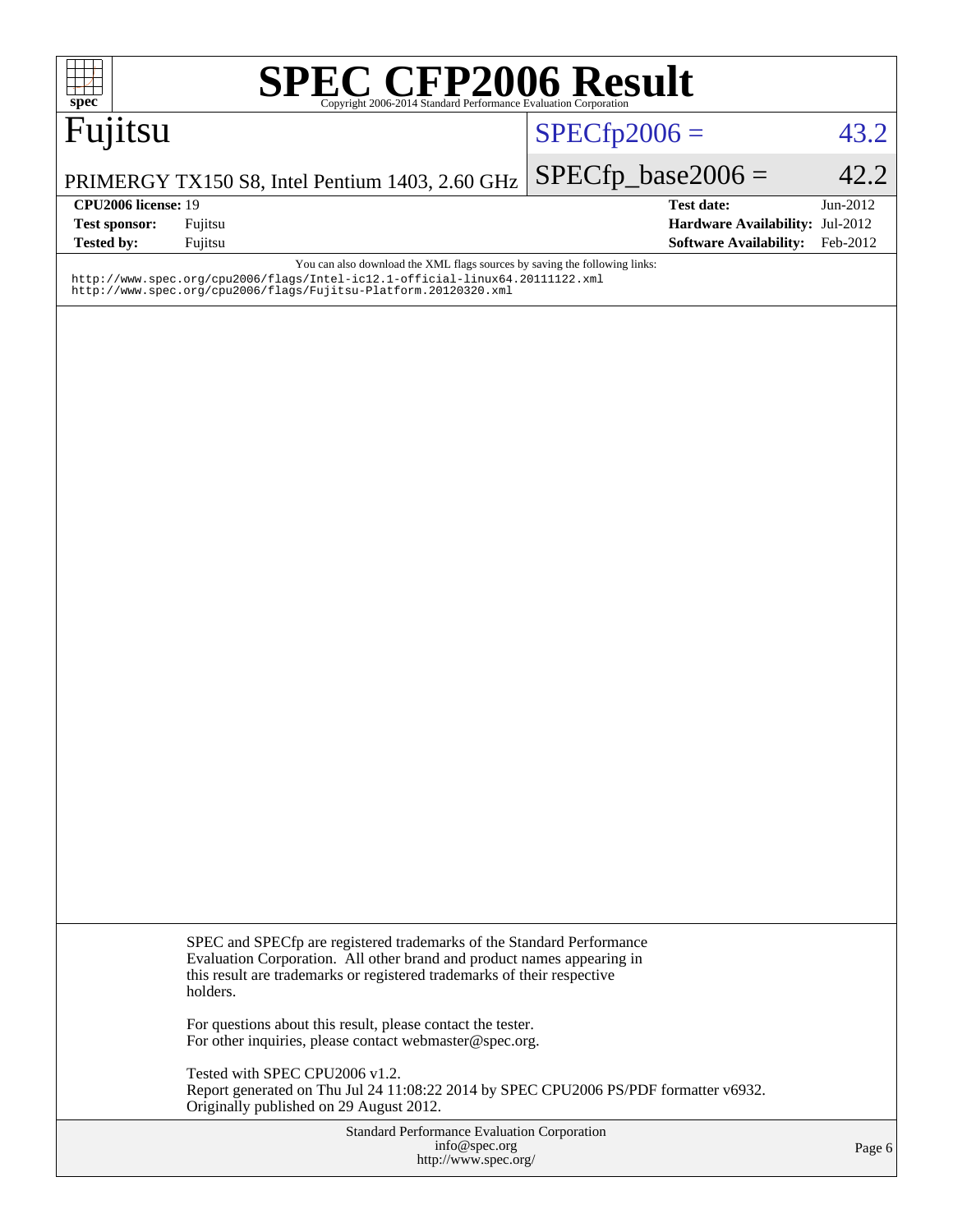You can also download the XML flags sources by saving the following links:

http://www.spec.org/cpu2006/flags/Intel-ic12.1-official-linux64.20111122.xml
http://www.spec.org/cpu2006/flags/Fujitsu-Platform.20120320.xml

SPEC and SPECfp are registered trademarks of the Standard Performance Evaluation Corporation. All other brand and product names appearing in this result are trademarks or registered trademarks of their respective holders.

For questions about this result, please contact the tester.
For other inquiries, please contact webmaster@spec.org.

Tested with SPEC CPU2006 v1.2.
Report generated on Thu Jul 24 11:08:22 2014 by SPEC CPU2006 PS/PDF formatter v6932.
Originally published on 29 August 2012.